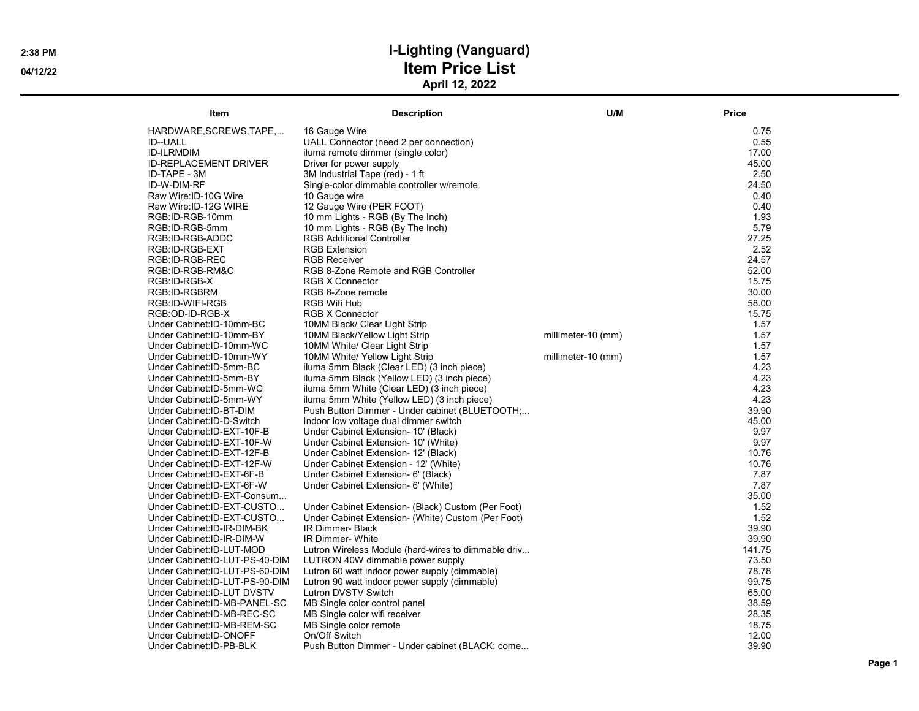# I-Lighting (Vanguard)

## Item Price List

**April 12, 2022**

2:38 PM
04/12/22

| Item | Description | U/M | Price |
|---|---|---|---|
| HARDWARE,SCREWS,TAPE,... | 16 Gauge Wire | | 0.75 |
| ID--UALL | UALL Connector (need 2 per connection) | | 0.55 |
| ID-ILRMDIM | iluma remote dimmer (single color) | | 17.00 |
| ID-REPLACEMENT DRIVER | Driver for power supply | | 45.00 |
| ID-TAPE - 3M | 3M Industrial Tape (red) - 1 ft | | 2.50 |
| ID-W-DIM-RF | Single-color dimmable controller w/remote | | 24.50 |
| Raw Wire:ID-10G Wire | 10 Gauge wire | | 0.40 |
| Raw Wire:ID-12G WIRE | 12 Gauge Wire (PER FOOT) | | 0.40 |
| RGB:ID-RGB-10mm | 10 mm Lights - RGB (By The Inch) | | 1.93 |
| RGB:ID-RGB-5mm | 10 mm Lights - RGB (By The Inch) | | 5.79 |
| RGB:ID-RGB-ADDC | RGB Additional Controller | | 27.25 |
| RGB:ID-RGB-EXT | RGB Extension | | 2.52 |
| RGB:ID-RGB-REC | RGB Receiver | | 24.57 |
| RGB:ID-RGB-RM&C | RGB 8-Zone Remote and RGB Controller | | 52.00 |
| RGB:ID-RGB-X | RGB X Connector | | 15.75 |
| RGB:ID-RGBRM | RGB 8-Zone remote | | 30.00 |
| RGB:ID-WIFI-RGB | RGB Wifi Hub | | 58.00 |
| RGB:OD-ID-RGB-X | RGB X Connector | | 15.75 |
| Under Cabinet:ID-10mm-BC | 10MM Black/ Clear Light Strip | | 1.57 |
| Under Cabinet:ID-10mm-BY | 10MM Black/Yellow Light Strip | millimeter-10 (mm) | 1.57 |
| Under Cabinet:ID-10mm-WC | 10MM White/ Clear Light Strip | | 1.57 |
| Under Cabinet:ID-10mm-WY | 10MM White/ Yellow Light Strip | millimeter-10 (mm) | 1.57 |
| Under Cabinet:ID-5mm-BC | iluma 5mm Black (Clear LED) (3 inch piece) | | 4.23 |
| Under Cabinet:ID-5mm-BY | iluma 5mm Black (Yellow LED) (3 inch piece) | | 4.23 |
| Under Cabinet:ID-5mm-WC | iluma 5mm White (Clear LED) (3 inch piece) | | 4.23 |
| Under Cabinet:ID-5mm-WY | iluma 5mm White (Yellow LED) (3 inch piece) | | 4.23 |
| Under Cabinet:ID-BT-DIM | Push Button Dimmer - Under cabinet (BLUETOOTH;... | | 39.90 |
| Under Cabinet:ID-D-Switch | Indoor low voltage dual dimmer switch | | 45.00 |
| Under Cabinet:ID-EXT-10F-B | Under Cabinet Extension- 10' (Black) | | 9.97 |
| Under Cabinet:ID-EXT-10F-W | Under Cabinet Extension- 10' (White) | | 9.97 |
| Under Cabinet:ID-EXT-12F-B | Under Cabinet Extension- 12' (Black) | | 10.76 |
| Under Cabinet:ID-EXT-12F-W | Under Cabinet Extension - 12' (White) | | 10.76 |
| Under Cabinet:ID-EXT-6F-B | Under Cabinet Extension- 6' (Black) | | 7.87 |
| Under Cabinet:ID-EXT-6F-W | Under Cabinet Extension- 6' (White) | | 7.87 |
| Under Cabinet:ID-EXT-Consum... | | | 35.00 |
| Under Cabinet:ID-EXT-CUSTO... | Under Cabinet Extension- (Black) Custom (Per Foot) | | 1.52 |
| Under Cabinet:ID-EXT-CUSTO... | Under Cabinet Extension- (White) Custom (Per Foot) | | 1.52 |
| Under Cabinet:ID-IR-DIM-BK | IR Dimmer- Black | | 39.90 |
| Under Cabinet:ID-IR-DIM-W | IR Dimmer- White | | 39.90 |
| Under Cabinet:ID-LUT-MOD | Lutron Wireless Module (hard-wires to dimmable driv... | | 141.75 |
| Under Cabinet:ID-LUT-PS-40-DIM | LUTRON 40W dimmable power supply | | 73.50 |
| Under Cabinet:ID-LUT-PS-60-DIM | Lutron 60 watt indoor power supply (dimmable) | | 78.78 |
| Under Cabinet:ID-LUT-PS-90-DIM | Lutron 90 watt indoor power supply (dimmable) | | 99.75 |
| Under Cabinet:ID-LUT DVSTV | Lutron DVSTV Switch | | 65.00 |
| Under Cabinet:ID-MB-PANEL-SC | MB Single color control panel | | 38.59 |
| Under Cabinet:ID-MB-REC-SC | MB Single color wifi receiver | | 28.35 |
| Under Cabinet:ID-MB-REM-SC | MB Single color remote | | 18.75 |
| Under Cabinet:ID-ONOFF | On/Off Switch | | 12.00 |
| Under Cabinet:ID-PB-BLK | Push Button Dimmer - Under cabinet (BLACK; come... | | 39.90 |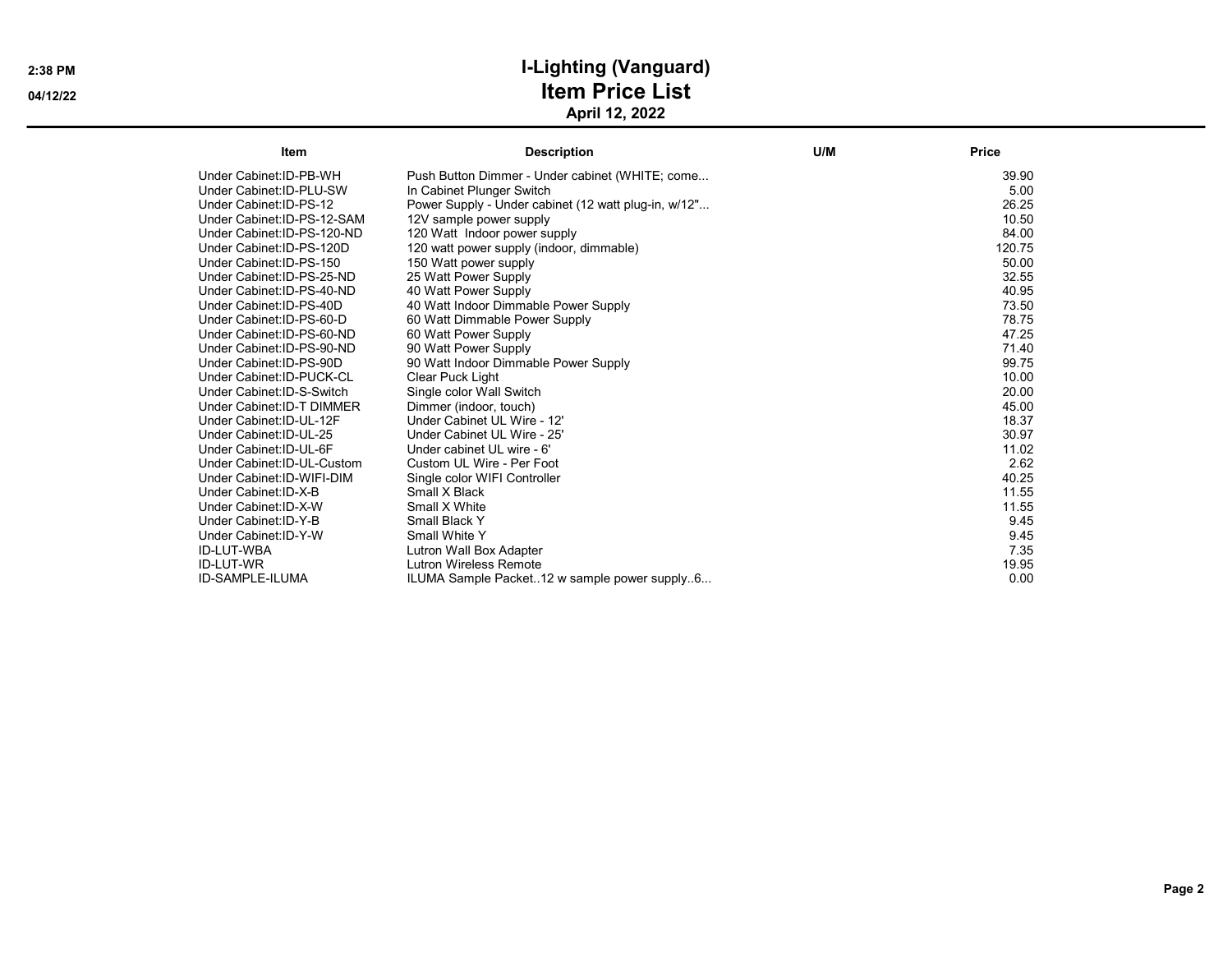# I-Lighting (Vanguard)

## Item Price List

### April 12, 2022

| Item | Description | U/M | Price |
|---|---|---|---|
| Under Cabinet:ID-PB-WH | Push Button Dimmer - Under cabinet (WHITE; come... | | 39.90 |
| Under Cabinet:ID-PLU-SW | In Cabinet Plunger Switch | | 5.00 |
| Under Cabinet:ID-PS-12 | Power Supply - Under cabinet (12 watt plug-in, w/12"... | | 26.25 |
| Under Cabinet:ID-PS-12-SAM | 12V sample power supply | | 10.50 |
| Under Cabinet:ID-PS-120-ND | 120 Watt Indoor power supply | | 84.00 |
| Under Cabinet:ID-PS-120D | 120 watt power supply (indoor, dimmable) | | 120.75 |
| Under Cabinet:ID-PS-150 | 150 Watt power supply | | 50.00 |
| Under Cabinet:ID-PS-25-ND | 25 Watt Power Supply | | 32.55 |
| Under Cabinet:ID-PS-40-ND | 40 Watt Power Supply | | 40.95 |
| Under Cabinet:ID-PS-40D | 40 Watt Indoor Dimmable Power Supply | | 73.50 |
| Under Cabinet:ID-PS-60-D | 60 Watt Dimmable Power Supply | | 78.75 |
| Under Cabinet:ID-PS-60-ND | 60 Watt Power Supply | | 47.25 |
| Under Cabinet:ID-PS-90-ND | 90 Watt Power Supply | | 71.40 |
| Under Cabinet:ID-PS-90D | 90 Watt Indoor Dimmable Power Supply | | 99.75 |
| Under Cabinet:ID-PUCK-CL | Clear Puck Light | | 10.00 |
| Under Cabinet:ID-S-Switch | Single color Wall Switch | | 20.00 |
| Under Cabinet:ID-T DIMMER | Dimmer (indoor, touch) | | 45.00 |
| Under Cabinet:ID-UL-12F | Under Cabinet UL Wire - 12' | | 18.37 |
| Under Cabinet:ID-UL-25 | Under Cabinet UL Wire - 25' | | 30.97 |
| Under Cabinet:ID-UL-6F | Under cabinet UL wire - 6' | | 11.02 |
| Under Cabinet:ID-UL-Custom | Custom UL Wire - Per Foot | | 2.62 |
| Under Cabinet:ID-WIFI-DIM | Single color WIFI Controller | | 40.25 |
| Under Cabinet:ID-X-B | Small X Black | | 11.55 |
| Under Cabinet:ID-X-W | Small X White | | 11.55 |
| Under Cabinet:ID-Y-B | Small Black Y | | 9.45 |
| Under Cabinet:ID-Y-W | Small White Y | | 9.45 |
| ID-LUT-WBA | Lutron Wall Box Adapter | | 7.35 |
| ID-LUT-WR | Lutron Wireless Remote | | 19.95 |
| ID-SAMPLE-ILUMA | ILUMA Sample Packet..12 w sample power supply..6... | | 0.00 |